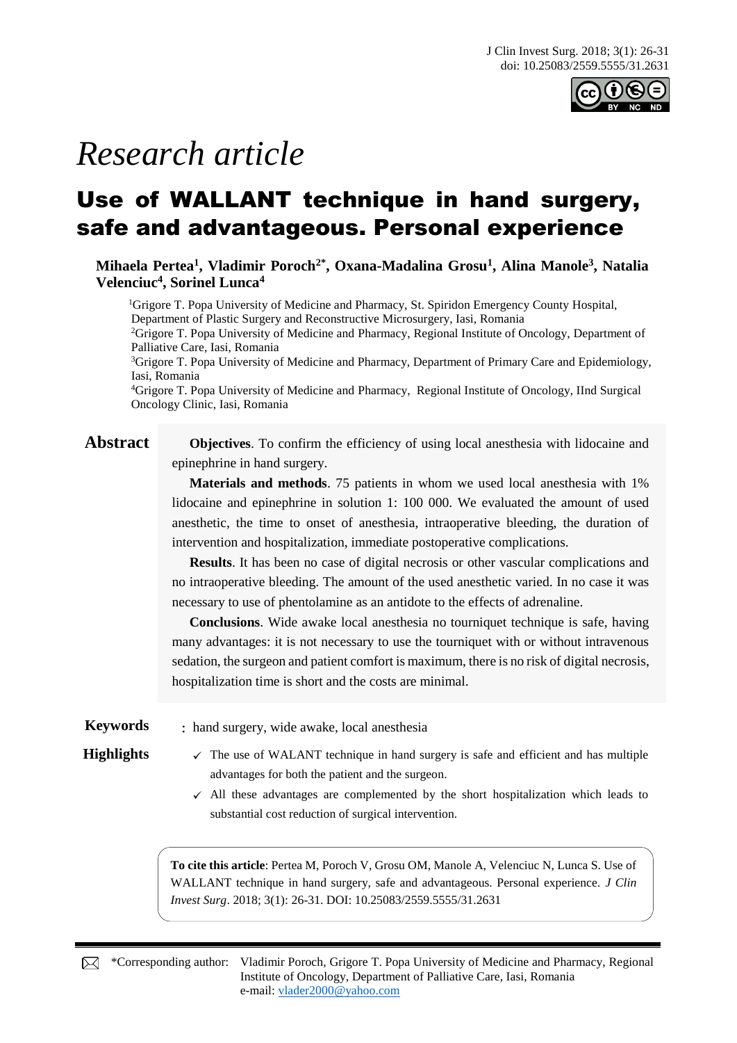*Research article*

# Use of WALLANT technique in hand surgery, safe and advantageous. Personal experience

**Mihaela Pertea[1], Vladimir Poroch[2*], Oxana-Madalina Grosu[1], Alina Manole[3], Natalia Velenciuc[4], Sorinel Lunca[4]**

[1]Grigore T. Popa University of Medicine and Pharmacy, St. Spiridon Emergency County Hospital, Department of Plastic Surgery and Reconstructive Microsurgery, Iasi, Romania
[2]Grigore T. Popa University of Medicine and Pharmacy, Regional Institute of Oncology, Department of Palliative Care, Iasi, Romania
[3]Grigore T. Popa University of Medicine and Pharmacy, Department of Primary Care and Epidemiology, Iasi, Romania
[4]Grigore T. Popa University of Medicine and Pharmacy, Regional Institute of Oncology, IInd Surgical Oncology Clinic, Iasi, Romania

## Abstract

**Objectives**. To confirm the efficiency of using local anesthesia with lidocaine and epinephrine in hand surgery.

**Materials and methods**. 75 patients in whom we used local anesthesia with 1% lidocaine and epinephrine in solution 1: 100 000. We evaluated the amount of used anesthetic, the time to onset of anesthesia, intraoperative bleeding, the duration of intervention and hospitalization, immediate postoperative complications.

**Results**. It has been no case of digital necrosis or other vascular complications and no intraoperative bleeding. The amount of the used anesthetic varied. In no case it was necessary to use of phentolamine as an antidote to the effects of adrenaline.

**Conclusions**. Wide awake local anesthesia no tourniquet technique is safe, having many advantages: it is not necessary to use the tourniquet with or without intravenous sedation, the surgeon and patient comfort is maximum, there is no risk of digital necrosis, hospitalization time is short and the costs are minimal.

**Keywords** : hand surgery, wide awake, local anesthesia

**Highlights**

- ✓ The use of WALANT technique in hand surgery is safe and efficient and has multiple advantages for both the patient and the surgeon.
- ✓ All these advantages are complemented by the short hospitalization which leads to substantial cost reduction of surgical intervention.

**To cite this article**: Pertea M, Poroch V, Grosu OM, Manole A, Velenciuc N, Lunca S. Use of WALLANT technique in hand surgery, safe and advantageous. Personal experience. *J Clin Invest Surg*. 2018; 3(1): 26-31. DOI: 10.25083/2559.5555/31.2631

*Corresponding author: Vladimir Poroch, Grigore T. Popa University of Medicine and Pharmacy, Regional Institute of Oncology, Department of Palliative Care, Iasi, Romania
e-mail: vlader2000@yahoo.com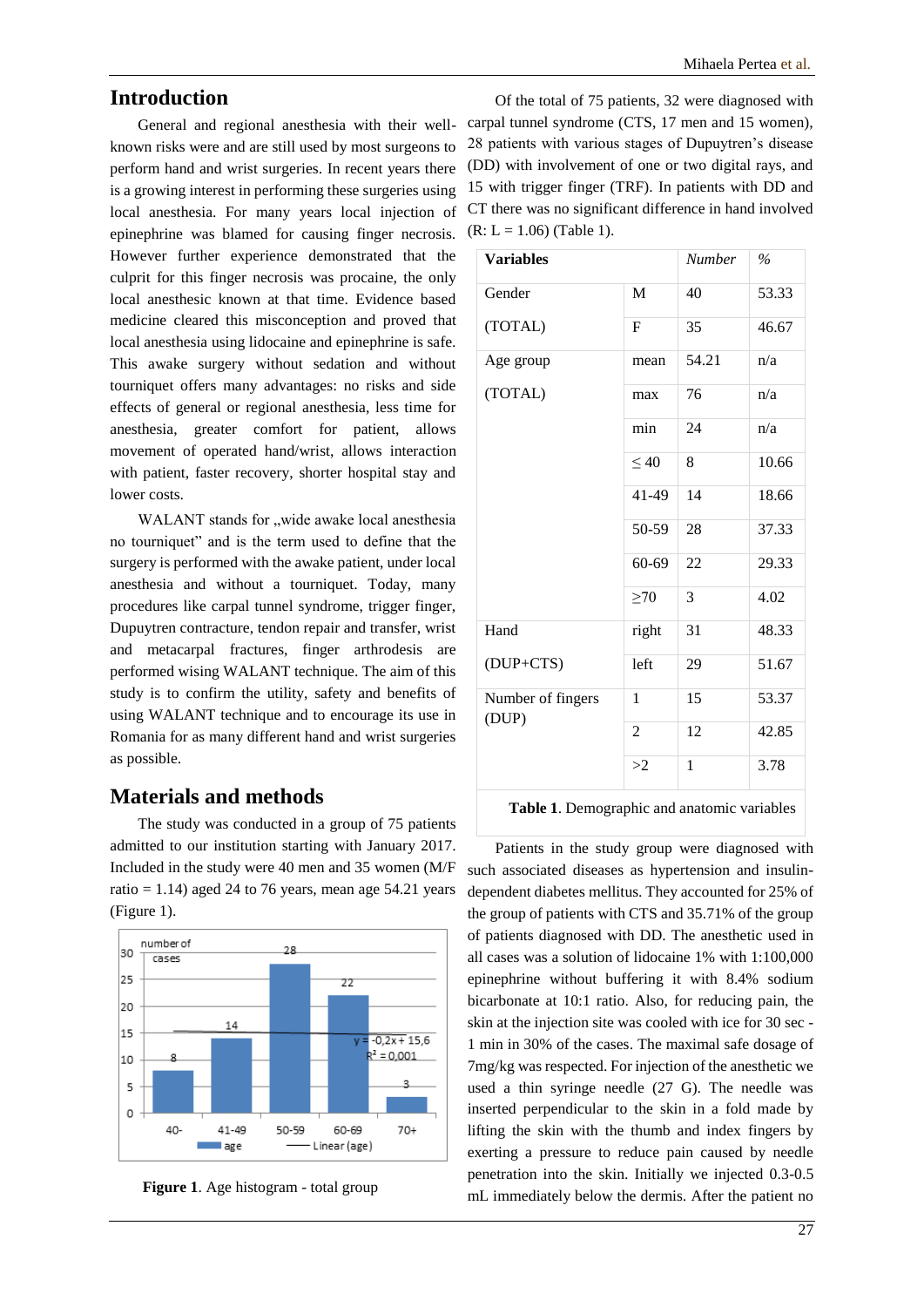## Introduction

General and regional anesthesia with their well-known risks were and are still used by most surgeons to perform hand and wrist surgeries. In recent years there is a growing interest in performing these surgeries using local anesthesia. For many years local injection of epinephrine was blamed for causing finger necrosis. However further experience demonstrated that the culprit for this finger necrosis was procaine, the only local anesthesic known at that time. Evidence based medicine cleared this misconception and proved that local anesthesia using lidocaine and epinephrine is safe. This awake surgery without sedation and without tourniquet offers many advantages: no risks and side effects of general or regional anesthesia, less time for anesthesia, greater comfort for patient, allows movement of operated hand/wrist, allows interaction with patient, faster recovery, shorter hospital stay and lower costs.

WALANT stands for „wide awake local anesthesia no tourniquet" and is the term used to define that the surgery is performed with the awake patient, under local anesthesia and without a tourniquet. Today, many procedures like carpal tunnel syndrome, trigger finger, Dupuytren contracture, tendon repair and transfer, wrist and metacarpal fractures, finger arthrodesis are performed wising WALANT technique. The aim of this study is to confirm the utility, safety and benefits of using WALANT technique and to encourage its use in Romania for as many different hand and wrist surgeries as possible.

## Materials and methods

The study was conducted in a group of 75 patients admitted to our institution starting with January 2017. Included in the study were 40 men and 35 women (M/F ratio = 1.14) aged 24 to 76 years, mean age 54.21 years (Figure 1).

**Figure 1**. Age histogram - total group

Of the total of 75 patients, 32 were diagnosed with carpal tunnel syndrome (CTS, 17 men and 15 women), 28 patients with various stages of Dupuytren's disease (DD) with involvement of one or two digital rays, and 15 with trigger finger (TRF). In patients with DD and CT there was no significant difference in hand involved (R: L = 1.06) (Table 1).

| **Variables** | | *Number* | *%* |
|---|---|---|---|
| Gender (TOTAL) | M | 40 | 53.33 |
| | F | 35 | 46.67 |
| Age group (TOTAL) | mean | 54.21 | n/a |
| | max | 76 | n/a |
| | min | 24 | n/a |
| | ≤ 40 | 8 | 10.66 |
| | 41-49 | 14 | 18.66 |
| | 50-59 | 28 | 37.33 |
| | 60-69 | 22 | 29.33 |
| | ≥70 | 3 | 4.02 |
| Hand (DUP+CTS) | right | 31 | 48.33 |
| | left | 29 | 51.67 |
| Number of fingers (DUP) | 1 | 15 | 53.37 |
| | 2 | 12 | 42.85 |
| | >2 | 1 | 3.78 |

**Table 1**. Demographic and anatomic variables

Patients in the study group were diagnosed with such associated diseases as hypertension and insulin-dependent diabetes mellitus. They accounted for 25% of the group of patients with CTS and 35.71% of the group of patients diagnosed with DD. The anesthetic used in all cases was a solution of lidocaine 1% with 1:100,000 epinephrine without buffering it with 8.4% sodium bicarbonate at 10:1 ratio. Also, for reducing pain, the skin at the injection site was cooled with ice for 30 sec - 1 min in 30% of the cases. The maximal safe dosage of 7mg/kg was respected. For injection of the anesthetic we used a thin syringe needle (27 G). The needle was inserted perpendicular to the skin in a fold made by lifting the skin with the thumb and index fingers by exerting a pressure to reduce pain caused by needle penetration into the skin. Initially we injected 0.3-0.5 mL immediately below the dermis. After the patient no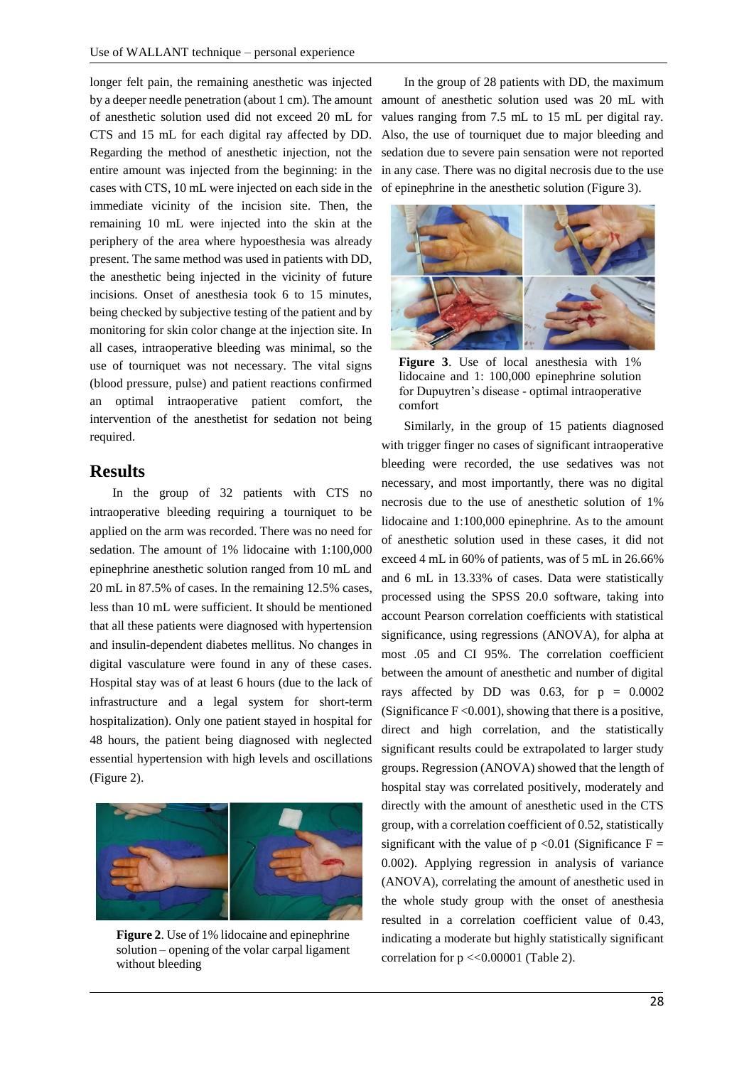longer felt pain, the remaining anesthetic was injected by a deeper needle penetration (about 1 cm). The amount of anesthetic solution used did not exceed 20 mL for CTS and 15 mL for each digital ray affected by DD. Regarding the method of anesthetic injection, not the entire amount was injected from the beginning: in the cases with CTS, 10 mL were injected on each side in the immediate vicinity of the incision site. Then, the remaining 10 mL were injected into the skin at the periphery of the area where hypoesthesia was already present. The same method was used in patients with DD, the anesthetic being injected in the vicinity of future incisions. Onset of anesthesia took 6 to 15 minutes, being checked by subjective testing of the patient and by monitoring for skin color change at the injection site. In all cases, intraoperative bleeding was minimal, so the use of tourniquet was not necessary. The vital signs (blood pressure, pulse) and patient reactions confirmed an optimal intraoperative patient comfort, the intervention of the anesthetist for sedation not being required.

## Results

In the group of 32 patients with CTS no intraoperative bleeding requiring a tourniquet to be applied on the arm was recorded. There was no need for sedation. The amount of 1% lidocaine with 1:100,000 epinephrine anesthetic solution ranged from 10 mL and 20 mL in 87.5% of cases. In the remaining 12.5% cases, less than 10 mL were sufficient. It should be mentioned that all these patients were diagnosed with hypertension and insulin-dependent diabetes mellitus. No changes in digital vasculature were found in any of these cases. Hospital stay was of at least 6 hours (due to the lack of infrastructure and a legal system for short-term hospitalization). Only one patient stayed in hospital for 48 hours, the patient being diagnosed with neglected essential hypertension with high levels and oscillations (Figure 2).

**Figure 2**. Use of 1% lidocaine and epinephrine solution – opening of the volar carpal ligament without bleeding

In the group of 28 patients with DD, the maximum amount of anesthetic solution used was 20 mL with values ranging from 7.5 mL to 15 mL per digital ray. Also, the use of tourniquet due to major bleeding and sedation due to severe pain sensation were not reported in any case. There was no digital necrosis due to the use of epinephrine in the anesthetic solution (Figure 3).

**Figure 3**. Use of local anesthesia with 1% lidocaine and 1: 100,000 epinephrine solution for Dupuytren's disease - optimal intraoperative comfort

Similarly, in the group of 15 patients diagnosed with trigger finger no cases of significant intraoperative bleeding were recorded, the use sedatives was not necessary, and most importantly, there was no digital necrosis due to the use of anesthetic solution of 1% lidocaine and 1:100,000 epinephrine. As to the amount of anesthetic solution used in these cases, it did not exceed 4 mL in 60% of patients, was of 5 mL in 26.66% and 6 mL in 13.33% of cases. Data were statistically processed using the SPSS 20.0 software, taking into account Pearson correlation coefficients with statistical significance, using regressions (ANOVA), for alpha at most .05 and CI 95%. The correlation coefficient between the amount of anesthetic and number of digital rays affected by DD was 0.63, for $p = 0.0002$ (Significance $F < 0.001$), showing that there is a positive, direct and high correlation, and the statistically significant results could be extrapolated to larger study groups. Regression (ANOVA) showed that the length of hospital stay was correlated positively, moderately and directly with the amount of anesthetic used in the CTS group, with a correlation coefficient of 0.52, statistically significant with the value of $p < 0.01$ (Significance $F = 0.002$). Applying regression in analysis of variance (ANOVA), correlating the amount of anesthetic used in the whole study group with the onset of anesthesia resulted in a correlation coefficient value of 0.43, indicating a moderate but highly statistically significant correlation for $p \ll 0.00001$ (Table 2).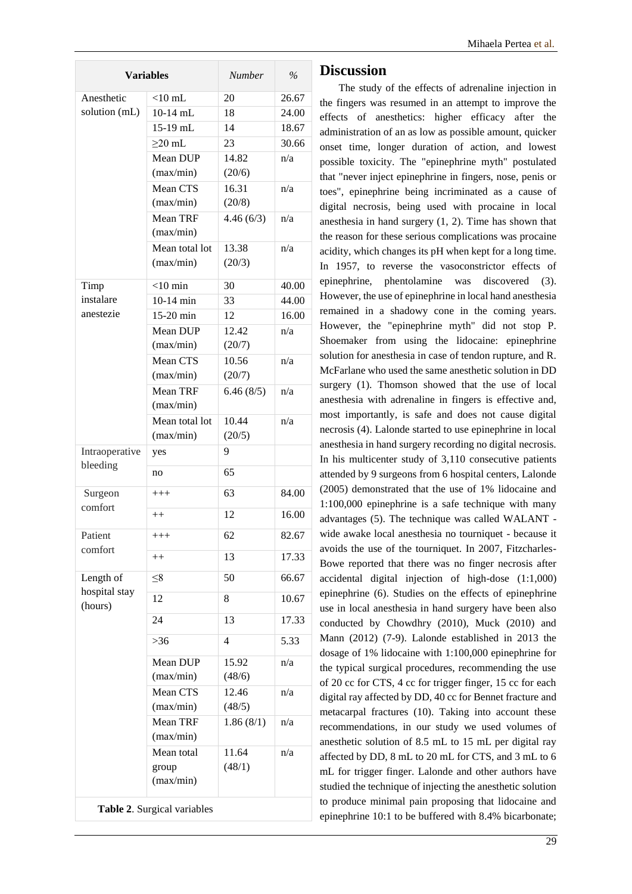| Variables | | Number | % |
|---|---|---|---|
| Anesthetic solution (mL) | <10 mL | 20 | 26.67 |
| | 10-14 mL | 18 | 24.00 |
| | 15-19 mL | 14 | 18.67 |
| | ≥20 mL | 23 | 30.66 |
| | Mean DUP (max/min) | 14.82 (20/6) | n/a |
| | Mean CTS (max/min) | 16.31 (20/8) | n/a |
| | Mean TRF (max/min) | 4.46 (6/3) | n/a |
| | Mean total lot (max/min) | 13.38 (20/3) | n/a |
| Timp instalare anestezie | <10 min | 30 | 40.00 |
| | 10-14 min | 33 | 44.00 |
| | 15-20 min | 12 | 16.00 |
| | Mean DUP (max/min) | 12.42 (20/7) | n/a |
| | Mean CTS (max/min) | 10.56 (20/7) | n/a |
| | Mean TRF (max/min) | 6.46 (8/5) | n/a |
| | Mean total lot (max/min) | 10.44 (20/5) | n/a |
| Intraoperative bleeding | yes | 9 | |
| | no | 65 | |
| Surgeon comfort | +++ | 63 | 84.00 |
| | ++ | 12 | 16.00 |
| Patient comfort | +++ | 62 | 82.67 |
| | ++ | 13 | 17.33 |
| Length of hospital stay (hours) | ≤8 | 50 | 66.67 |
| | 12 | 8 | 10.67 |
| | 24 | 13 | 17.33 |
| | >36 | 4 | 5.33 |
| | Mean DUP (max/min) | 15.92 (48/6) | n/a |
| | Mean CTS (max/min) | 12.46 (48/5) | n/a |
| | Mean TRF (max/min) | 1.86 (8/1) | n/a |
| | Mean total group (max/min) | 11.64 (48/1) | n/a |

**Table 2**. Surgical variables

## Discussion

The study of the effects of adrenaline injection in the fingers was resumed in an attempt to improve the effects of anesthetics: higher efficacy after the administration of an as low as possible amount, quicker onset time, longer duration of action, and lowest possible toxicity. The "epinephrine myth" postulated that "never inject epinephrine in fingers, nose, penis or toes", epinephrine being incriminated as a cause of digital necrosis, being used with procaine in local anesthesia in hand surgery (1, 2). Time has shown that the reason for these serious complications was procaine acidity, which changes its pH when kept for a long time. In 1957, to reverse the vasoconstrictor effects of epinephrine, phentolamine was discovered (3). However, the use of epinephrine in local hand anesthesia remained in a shadowy cone in the coming years. However, the "epinephrine myth" did not stop P. Shoemaker from using the lidocaine: epinephrine solution for anesthesia in case of tendon rupture, and R. McFarlane who used the same anesthetic solution in DD surgery (1). Thomson showed that the use of local anesthesia with adrenaline in fingers is effective and, most importantly, is safe and does not cause digital necrosis (4). Lalonde started to use epinephrine in local anesthesia in hand surgery recording no digital necrosis. In his multicenter study of 3,110 consecutive patients attended by 9 surgeons from 6 hospital centers, Lalonde (2005) demonstrated that the use of 1% lidocaine and 1:100,000 epinephrine is a safe technique with many advantages (5). The technique was called WALANT - wide awake local anesthesia no tourniquet - because it avoids the use of the tourniquet. In 2007, Fitzcharles-Bowe reported that there was no finger necrosis after accidental digital injection of high-dose (1:1,000) epinephrine (6). Studies on the effects of epinephrine use in local anesthesia in hand surgery have been also conducted by Chowdhry (2010), Muck (2010) and Mann (2012) (7-9). Lalonde established in 2013 the dosage of 1% lidocaine with 1:100,000 epinephrine for the typical surgical procedures, recommending the use of 20 cc for CTS, 4 cc for trigger finger, 15 cc for each digital ray affected by DD, 40 cc for Bennet fracture and metacarpal fractures (10). Taking into account these recommendations, in our study we used volumes of anesthetic solution of 8.5 mL to 15 mL per digital ray affected by DD, 8 mL to 20 mL for CTS, and 3 mL to 6 mL for trigger finger. Lalonde and other authors have studied the technique of injecting the anesthetic solution to produce minimal pain proposing that lidocaine and epinephrine 10:1 to be buffered with 8.4% bicarbonate;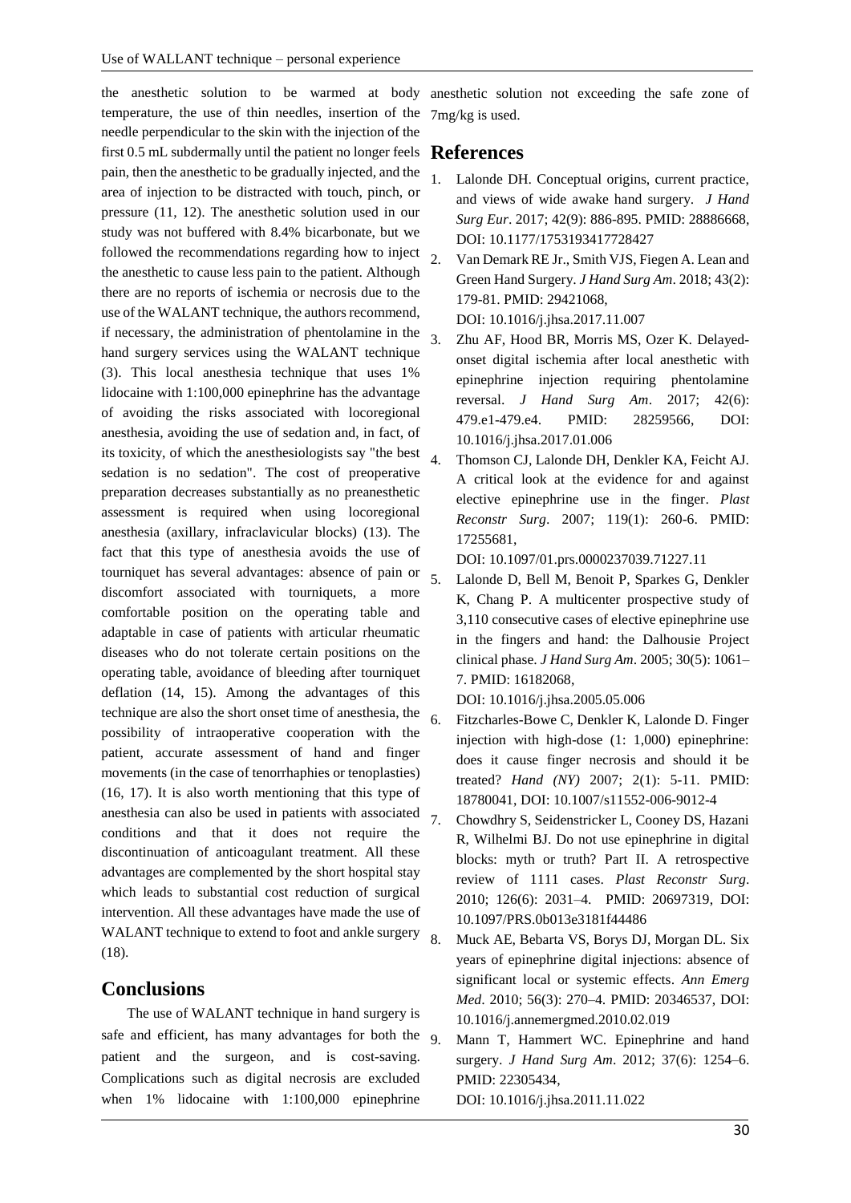the anesthetic solution to be warmed at body temperature, the use of thin needles, insertion of the needle perpendicular to the skin with the injection of the first 0.5 mL subdermally until the patient no longer feels pain, then the anesthetic to be gradually injected, and the area of injection to be distracted with touch, pinch, or pressure (11, 12). The anesthetic solution used in our study was not buffered with 8.4% bicarbonate, but we followed the recommendations regarding how to inject the anesthetic to cause less pain to the patient. Although there are no reports of ischemia or necrosis due to the use of the WALANT technique, the authors recommend, if necessary, the administration of phentolamine in the hand surgery services using the WALANT technique (3). This local anesthesia technique that uses 1% lidocaine with 1:100,000 epinephrine has the advantage of avoiding the risks associated with locoregional anesthesia, avoiding the use of sedation and, in fact, of its toxicity, of which the anesthesiologists say "the best sedation is no sedation". The cost of preoperative preparation decreases substantially as no preanesthetic assessment is required when using locoregional anesthesia (axillary, infraclavicular blocks) (13). The fact that this type of anesthesia avoids the use of tourniquet has several advantages: absence of pain or discomfort associated with tourniquets, a more comfortable position on the operating table and adaptable in case of patients with articular rheumatic diseases who do not tolerate certain positions on the operating table, avoidance of bleeding after tourniquet deflation (14, 15). Among the advantages of this technique are also the short onset time of anesthesia, the possibility of intraoperative cooperation with the patient, accurate assessment of hand and finger movements (in the case of tenorrhaphies or tenoplasties) (16, 17). It is also worth mentioning that this type of anesthesia can also be used in patients with associated conditions and that it does not require the discontinuation of anticoagulant treatment. All these advantages are complemented by the short hospital stay which leads to substantial cost reduction of surgical intervention. All these advantages have made the use of WALANT technique to extend to foot and ankle surgery (18).

## Conclusions

The use of WALANT technique in hand surgery is safe and efficient, has many advantages for both the patient and the surgeon, and is cost-saving. Complications such as digital necrosis are excluded when 1% lidocaine with 1:100,000 epinephrine anesthetic solution not exceeding the safe zone of 7mg/kg is used.

## References

1. Lalonde DH. Conceptual origins, current practice, and views of wide awake hand surgery. *J Hand Surg Eur*. 2017; 42(9): 886-895. PMID: 28886668, DOI: 10.1177/1753193417728427
2. Van Demark RE Jr., Smith VJS, Fiegen A. Lean and Green Hand Surgery. *J Hand Surg Am*. 2018; 43(2): 179-81. PMID: 29421068, DOI: 10.1016/j.jhsa.2017.11.007
3. Zhu AF, Hood BR, Morris MS, Ozer K. Delayed-onset digital ischemia after local anesthetic with epinephrine injection requiring phentolamine reversal. *J Hand Surg Am*. 2017; 42(6): 479.e1-479.e4. PMID: 28259566, DOI: 10.1016/j.jhsa.2017.01.006
4. Thomson CJ, Lalonde DH, Denkler KA, Feicht AJ. A critical look at the evidence for and against elective epinephrine use in the finger. *Plast Reconstr Surg*. 2007; 119(1): 260-6. PMID: 17255681, DOI: 10.1097/01.prs.0000237039.71227.11
5. Lalonde D, Bell M, Benoit P, Sparkes G, Denkler K, Chang P. A multicenter prospective study of 3,110 consecutive cases of elective epinephrine use in the fingers and hand: the Dalhousie Project clinical phase. *J Hand Surg Am*. 2005; 30(5): 1061–7. PMID: 16182068, DOI: 10.1016/j.jhsa.2005.05.006
6. Fitzcharles-Bowe C, Denkler K, Lalonde D. Finger injection with high-dose (1: 1,000) epinephrine: does it cause finger necrosis and should it be treated? *Hand (NY)* 2007; 2(1): 5-11. PMID: 18780041, DOI: 10.1007/s11552-006-9012-4
7. Chowdhry S, Seidenstricker L, Cooney DS, Hazani R, Wilhelmi BJ. Do not use epinephrine in digital blocks: myth or truth? Part II. A retrospective review of 1111 cases. *Plast Reconstr Surg*. 2010; 126(6): 2031–4. PMID: 20697319, DOI: 10.1097/PRS.0b013e3181f44486
8. Muck AE, Bebarta VS, Borys DJ, Morgan DL. Six years of epinephrine digital injections: absence of significant local or systemic effects. *Ann Emerg Med*. 2010; 56(3): 270–4. PMID: 20346537, DOI: 10.1016/j.annemergmed.2010.02.019
9. Mann T, Hammert WC. Epinephrine and hand surgery. *J Hand Surg Am*. 2012; 37(6): 1254–6. PMID: 22305434, DOI: 10.1016/j.jhsa.2011.11.022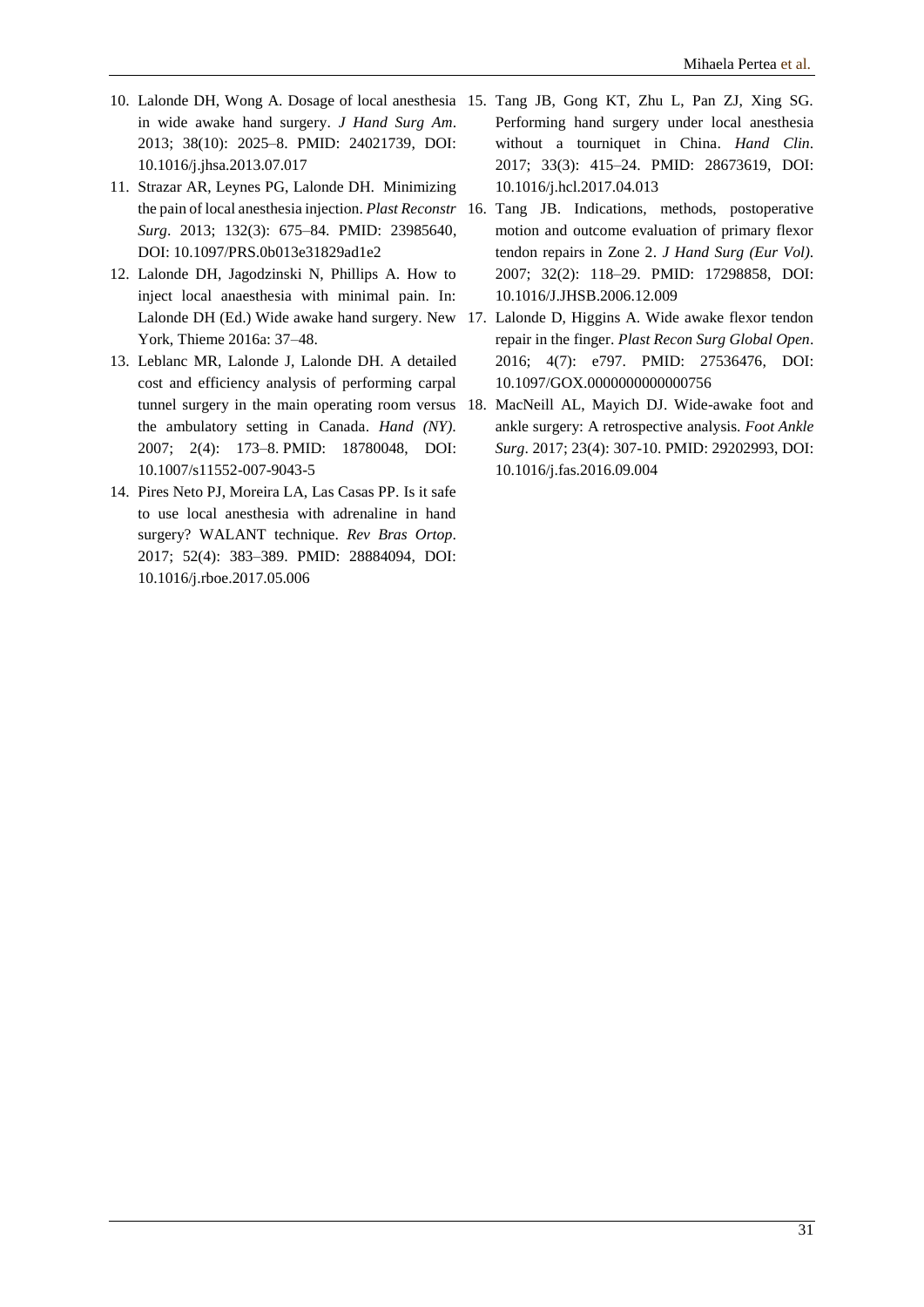10. Lalonde DH, Wong A. Dosage of local anesthesia in wide awake hand surgery. *J Hand Surg Am*. 2013; 38(10): 2025–8. PMID: 24021739, DOI: 10.1016/j.jhsa.2013.07.017
11. Strazar AR, Leynes PG, Lalonde DH. Minimizing the pain of local anesthesia injection. *Plast Reconstr Surg*. 2013; 132(3): 675–84. PMID: 23985640, DOI: 10.1097/PRS.0b013e31829ad1e2
12. Lalonde DH, Jagodzinski N, Phillips A. How to inject local anaesthesia with minimal pain. In: Lalonde DH (Ed.) Wide awake hand surgery. New York, Thieme 2016a: 37–48.
13. Leblanc MR, Lalonde J, Lalonde DH. A detailed cost and efficiency analysis of performing carpal tunnel surgery in the main operating room versus the ambulatory setting in Canada. *Hand (NY)*. 2007; 2(4): 173–8. PMID: 18780048, DOI: 10.1007/s11552-007-9043-5
14. Pires Neto PJ, Moreira LA, Las Casas PP. Is it safe to use local anesthesia with adrenaline in hand surgery? WALANT technique. *Rev Bras Ortop*. 2017; 52(4): 383–389. PMID: 28884094, DOI: 10.1016/j.rboe.2017.05.006
15. Tang JB, Gong KT, Zhu L, Pan ZJ, Xing SG. Performing hand surgery under local anesthesia without a tourniquet in China. *Hand Clin*. 2017; 33(3): 415–24. PMID: 28673619, DOI: 10.1016/j.hcl.2017.04.013
16. Tang JB. Indications, methods, postoperative motion and outcome evaluation of primary flexor tendon repairs in Zone 2. *J Hand Surg (Eur Vol)*. 2007; 32(2): 118–29. PMID: 17298858, DOI: 10.1016/J.JHSB.2006.12.009
17. Lalonde D, Higgins A. Wide awake flexor tendon repair in the finger. *Plast Recon Surg Global Open*. 2016; 4(7): e797. PMID: 27536476, DOI: 10.1097/GOX.0000000000000756
18. MacNeill AL, Mayich DJ. Wide-awake foot and ankle surgery: A retrospective analysis. *Foot Ankle Surg*. 2017; 23(4): 307-10. PMID: 29202993, DOI: 10.1016/j.fas.2016.09.004